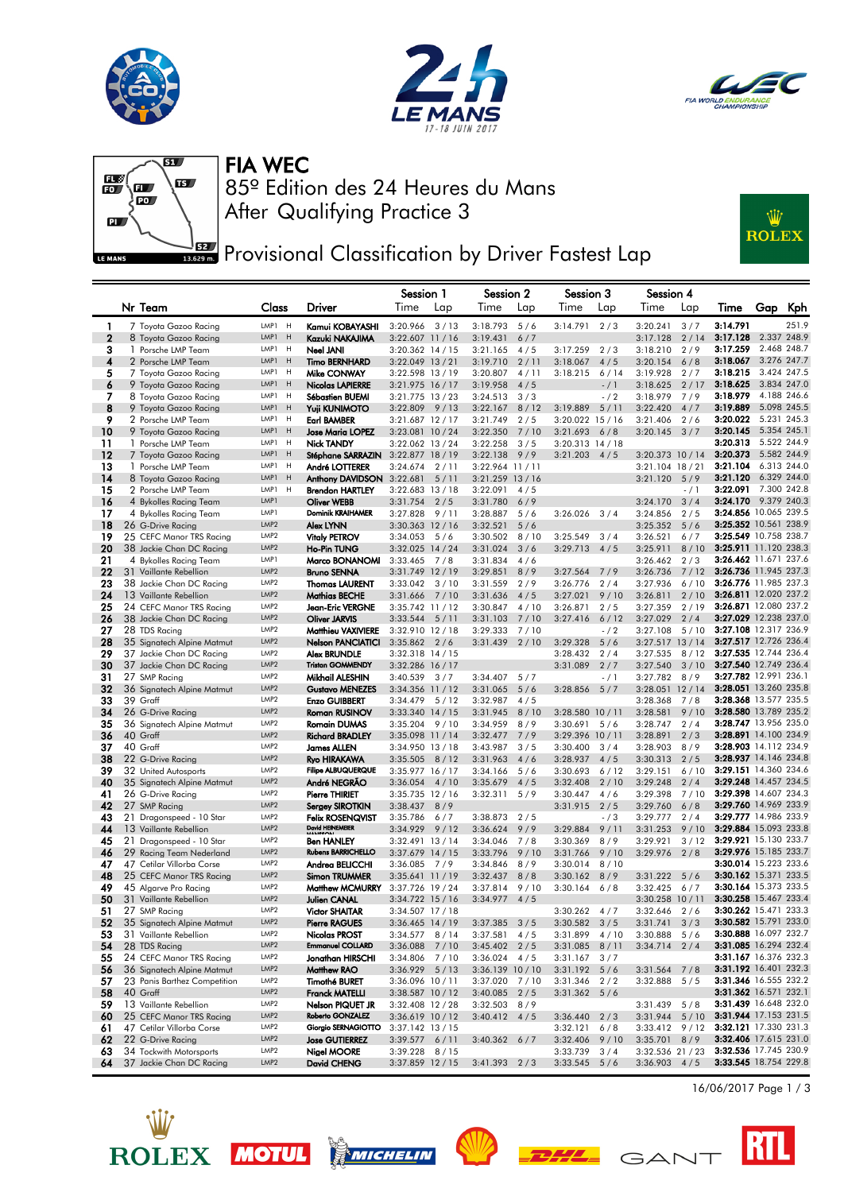# FIA WEC

## 85º Edition des 24 Heures du Mans

## After Qualifying Practice 3

## Provisional Classification by Driver Fastest Lap

| | | | | Session 1 | | Session 2 | | Session 3 | | Session 4 | | | | |
|---|---|---|---|---|---|---|---|---|---|---|---|---|---|---|
| | Nr Team | Class | Driver | Time | Lap | Time | Lap | Time | Lap | Time | Lap | Time | Gap | Kph |
| 1 | 7 Toyota Gazoo Racing | LMP1 H | Kamui KOBAYASHI | 3:20.966 | 3 / 13 | 3:18.793 | 5 / 6 | 3:14.791 | 2 / 3 | 3:20.241 | 3 / 7 | 3:14.791 | | 251.9 |
| 2 | 8 Toyota Gazoo Racing | LMP1 H | Kazuki NAKAJIMA | 3:22.607 | 11 / 16 | 3:19.431 | 6 / 7 | | | 3:17.128 | 2 / 14 | 3:17.128 | 2.337 | 248.9 |
| 3 | 1 Porsche LMP Team | LMP1 H | Neel JANI | 3:20.362 | 14 / 15 | 3:21.165 | 4 / 5 | 3:17.259 | 2 / 3 | 3:18.210 | 2 / 9 | 3:17.259 | 2.468 | 248.7 |
| 4 | 2 Porsche LMP Team | LMP1 H | Timo BERNHARD | 3:22.049 | 13 / 21 | 3:19.710 | 2 / 11 | 3:18.067 | 4 / 5 | 3:20.154 | 6 / 8 | 3:18.067 | 3.276 | 247.7 |
| 5 | 7 Toyota Gazoo Racing | LMP1 H | Mike CONWAY | 3:22.598 | 13 / 19 | 3:20.807 | 4 / 11 | 3:18.215 | 6 / 14 | 3:19.928 | 2 / 7 | 3:18.215 | 3.424 | 247.5 |
| 6 | 9 Toyota Gazoo Racing | LMP1 H | Nicolas LAPIERRE | 3:21.975 | 16 / 17 | 3:19.958 | 4 / 5 | | - / 1 | 3:18.625 | 2 / 17 | 3:18.625 | 3.834 | 247.0 |
| 7 | 8 Toyota Gazoo Racing | LMP1 H | Sébastien BUEMI | 3:21.775 | 13 / 23 | 3:24.513 | 3 / 3 | | - / 2 | 3:18.979 | 7 / 9 | 3:18.979 | 4.188 | 246.6 |
| 8 | 9 Toyota Gazoo Racing | LMP1 H | Yuji KUNIMOTO | 3:22.809 | 9 / 13 | 3:22.167 | 8 / 12 | 3:19.889 | 5 / 11 | 3:22.420 | 4 / 7 | 3:19.889 | 5.098 | 245.5 |
| 9 | 2 Porsche LMP Team | LMP1 H | Earl BAMBER | 3:21.687 | 12 / 17 | 3:21.749 | 2 / 5 | 3:20.022 | 15 / 16 | 3:21.406 | 2 / 6 | 3:20.022 | 5.231 | 245.3 |
| 10 | 9 Toyota Gazoo Racing | LMP1 H | Jose Maria LOPEZ | 3:23.081 | 10 / 24 | 3:22.350 | 7 / 10 | 3:21.693 | 6 / 8 | 3:20.145 | 3 / 7 | 3:20.145 | 5.354 | 245.1 |
| 11 | 1 Porsche LMP Team | LMP1 H | Nick TANDY | 3:22.062 | 13 / 24 | 3:22.258 | 3 / 5 | 3:20.313 | 14 / 18 | | | 3:20.313 | 5.522 | 244.9 |
| 12 | 7 Toyota Gazoo Racing | LMP1 H | Stéphane SARRAZIN | 3:22.877 | 18 / 19 | 3:22.138 | 9 / 9 | 3:21.203 | 4 / 5 | 3:20.373 | 10 / 14 | 3:20.373 | 5.582 | 244.8 |
| 13 | 1 Porsche LMP Team | LMP1 H | André LOTTERER | 3:24.674 | 2 / 11 | 3:22.964 | 11 / 11 | | | 3:21.104 | 18 / 21 | 3:21.104 | 6.313 | 244.0 |
| 14 | 8 Toyota Gazoo Racing | LMP1 H | Anthony DAVIDSON | 3:22.681 | 5 / 11 | 3:21.259 | 13 / 16 | | | 3:21.120 | 5 / 9 | 3:21.120 | 6.329 | 244.0 |
| 15 | 2 Porsche LMP Team | LMP1 H | Brendon HARTLEY | 3:22.683 | 13 / 18 | 3:22.091 | 4 / 5 | | | | - / 1 | 3:22.091 | 7.300 | 242.8 |
| 16 | 4 Bykolles Racing Team | LMP1 | Oliver WEBB | 3:31.754 | 2 / 5 | 3:31.780 | 6 / 9 | | | 3:24.170 | 3 / 4 | 3:24.170 | 9.379 | 240.3 |
| 17 | 4 Bykolles Racing Team | LMP1 | Dominik KRAIHAMER | 3:27.828 | 9 / 11 | 3:31.885 | 5 / 6 | 3:26.026 | 3 / 4 | 3:24.856 | 2 / 5 | 3:24.856 | 10.065 | 239.5 |
| 18 | 26 G-Drive Racing | LMP2 | Alex LYNN | 3:30.363 | 12 / 16 | 3:32.521 | 5 / 6 | | | 3:25.352 | 5 / 6 | 3:25.352 | 10.561 | 238.9 |
| 19 | 25 CEFC Manor TRS Racing | LMP2 | Vitaly PETROV | 3:34.053 | 5 / 6 | 3:30.502 | 8 / 10 | 3:25.549 | 3 / 4 | 3:26.521 | 6 / 7 | 3:25.549 | 10.758 | 238.7 |
| 20 | 38 Jackie Chan DC Racing | LMP2 | Ho-Pin TUNG | 3:32.025 | 14 / 24 | 3:31.024 | 3 / 6 | 3:29.713 | 4 / 5 | 3:25.911 | 8 / 10 | 3:25.911 | 11.120 | 238.3 |
| 21 | 4 Bykolles Racing Team | LMP1 | Marco BONANOMI | 3:33.465 | 7 / 8 | 3:31.834 | 4 / 6 | | | 3:26.462 | 2 / 3 | 3:26.462 | 11.671 | 237.6 |
| 22 | 31 Vaillante Rebellion | LMP2 | Bruno SENNA | 3:31.749 | 12 / 19 | 3:29.851 | 8 / 9 | 3:27.564 | 7 / 9 | 3:26.736 | 7 / 12 | 3:26.736 | 11.945 | 237.3 |
| 23 | 38 Jackie Chan DC Racing | LMP2 | Thomas LAURENT | 3:33.042 | 3 / 10 | 3:31.559 | 2 / 9 | 3:26.776 | 2 / 4 | 3:27.936 | 6 / 10 | 3:26.776 | 11.985 | 237.3 |
| 24 | 13 Vaillante Rebellion | LMP2 | Mathias BECHE | 3:31.666 | 7 / 10 | 3:31.636 | 4 / 5 | 3:27.021 | 9 / 10 | 3:26.811 | 2 / 10 | 3:26.811 | 12.020 | 237.2 |
| 25 | 24 CEFC Manor TRS Racing | LMP2 | Jean-Eric VERGNE | 3:35.742 | 11 / 12 | 3:30.847 | 4 / 10 | 3:26.871 | 2 / 5 | 3:27.359 | 2 / 19 | 3:26.871 | 12.080 | 237.2 |
| 26 | 38 Jackie Chan DC Racing | LMP2 | Oliver JARVIS | 3:33.544 | 5 / 11 | 3:31.103 | 7 / 10 | 3:27.416 | 6 / 12 | 3:27.029 | 2 / 4 | 3:27.029 | 12.238 | 237.0 |
| 27 | 28 TDS Racing | LMP2 | Matthieu VAXIVIERE | 3:32.910 | 12 / 18 | 3:29.333 | 7 / 10 | | - / 2 | 3:27.108 | 5 / 10 | 3:27.108 | 12.317 | 236.9 |
| 28 | 35 Signatech Alpine Matmut | LMP2 | Nelson PANCIATICI | 3:35.862 | 2 / 6 | 3:31.439 | 2 / 10 | 3:29.328 | 5 / 6 | 3:27.517 | 13 / 14 | 3:27.517 | 12.726 | 236.4 |
| 29 | 37 Jackie Chan DC Racing | LMP2 | Alex BRUNDLE | 3:32.318 | 14 / 15 | | | 3:28.432 | 2 / 4 | 3:27.535 | 8 / 12 | 3:27.535 | 12.744 | 236.4 |
| 30 | 37 Jackie Chan DC Racing | LMP2 | Tristan GOMMENDY | 3:32.286 | 16 / 17 | | | 3:31.089 | 2 / 7 | 3:27.540 | 3 / 10 | 3:27.540 | 12.749 | 236.4 |
| 31 | 27 SMP Racing | LMP2 | Mikhail ALESHIN | 3:40.539 | 3 / 7 | 3:34.407 | 5 / 7 | | - / 1 | 3:27.782 | 8 / 9 | 3:27.782 | 12.991 | 236.1 |
| 32 | 36 Signatech Alpine Matmut | LMP2 | Gustavo MENEZES | 3:34.356 | 11 / 12 | 3:31.065 | 5 / 6 | 3:28.856 | 5 / 7 | 3:28.051 | 12 / 14 | 3:28.051 | 13.260 | 235.8 |
| 33 | 39 Graff | LMP2 | Enzo GUIBBERT | 3:34.479 | 5 / 12 | 3:32.987 | 4 / 5 | | | 3:28.368 | 7 / 8 | 3:28.368 | 13.577 | 235.5 |
| 34 | 26 G-Drive Racing | LMP2 | Roman RUSINOV | 3:33.340 | 14 / 15 | 3:31.945 | 8 / 10 | 3:28.580 | 10 / 11 | 3:28.581 | 9 / 10 | 3:28.580 | 13.789 | 235.2 |
| 35 | 36 Signatech Alpine Matmut | LMP2 | Romain DUMAS | 3:35.204 | 9 / 10 | 3:34.959 | 8 / 9 | 3:30.691 | 5 / 6 | 3:28.747 | 2 / 4 | 3:28.747 | 13.956 | 235.0 |
| 36 | 40 Graff | LMP2 | Richard BRADLEY | 3:35.098 | 11 / 14 | 3:32.477 | 7 / 9 | 3:29.396 | 10 / 11 | 3:28.891 | 2 / 3 | 3:28.891 | 14.100 | 234.9 |
| 37 | 40 Graff | LMP2 | James ALLEN | 3:34.950 | 13 / 18 | 3:43.987 | 3 / 5 | 3:30.400 | 3 / 4 | 3:28.903 | 8 / 9 | 3:28.903 | 14.112 | 234.9 |
| 38 | 22 G-Drive Racing | LMP2 | Ryo HIRAKAWA | 3:35.505 | 8 / 12 | 3:31.963 | 4 / 6 | 3:28.937 | 4 / 5 | 3:30.313 | 2 / 5 | 3:28.937 | 14.146 | 234.8 |
| 39 | 32 United Autosports | LMP2 | Filipe ALBUQUERQUE | 3:35.977 | 16 / 17 | 3:34.166 | 5 / 6 | 3:30.693 | 6 / 12 | 3:29.151 | 6 / 10 | 3:29.151 | 14.360 | 234.6 |
| 40 | 35 Signatech Alpine Matmut | LMP2 | André NEGRÃO | 3:36.054 | 4 / 10 | 3:35.679 | 4 / 5 | 3:32.408 | 2 / 10 | 3:29.248 | 2 / 4 | 3:29.248 | 14.457 | 234.5 |
| 41 | 26 G-Drive Racing | LMP2 | Pierre THIRIET | 3:35.735 | 12 / 16 | 3:32.311 | 5 / 9 | 3:30.447 | 4 / 6 | 3:29.398 | 7 / 10 | 3:29.398 | 14.607 | 234.3 |
| 42 | 27 SMP Racing | LMP2 | Sergey SIROTKIN | 3:38.437 | 8 / 9 | | | 3:31.915 | 2 / 5 | 3:29.760 | 6 / 8 | 3:29.760 | 14.969 | 233.9 |
| 43 | 21 Dragonspeed - 10 Star | LMP2 | Felix ROSENQVIST | 3:35.786 | 6 / 7 | 3:38.873 | 2 / 5 | | - / 3 | 3:29.777 | 2 / 4 | 3:29.777 | 14.986 | 233.9 |
| 44 | 13 Vaillante Rebellion | LMP2 | David HEINEMEIER HANSSON | 3:34.929 | 9 / 12 | 3:36.624 | 9 / 9 | 3:29.884 | 9 / 11 | 3:31.253 | 9 / 10 | 3:29.884 | 15.093 | 233.8 |
| 45 | 21 Dragonspeed - 10 Star | LMP2 | Ben HANLEY | 3:32.491 | 13 / 14 | 3:34.046 | 7 / 8 | 3:30.369 | 8 / 9 | 3:29.921 | 3 / 12 | 3:29.921 | 15.130 | 233.7 |
| 46 | 29 Racing Team Nederland | LMP2 | Rubens BARRICHELLO | 3:37.679 | 14 / 15 | 3:33.790 | 9 / 10 | 3:31.766 | 9 / 10 | 3:29.976 | 2 / 8 | 3:29.976 | 15.185 | 233.7 |
| 47 | 47 Cetilar Villorba Corse | LMP2 | Andrea BELICCHI | 3:36.085 | 7 / 9 | 3:34.846 | 8 / 9 | 3:30.014 | 8 / 10 | | | 3:30.014 | 15.223 | 233.6 |
| 48 | 25 CEFC Manor TRS Racing | LMP2 | Simon TRUMMER | 3:35.641 | 11 / 19 | 3:32.437 | 8 / 8 | 3:30.162 | 8 / 9 | 3:31.222 | 5 / 6 | 3:30.162 | 15.371 | 233.5 |
| 49 | 45 Algarve Pro Racing | LMP2 | Matthew MCMURRY | 3:37.726 | 19 / 24 | 3:37.814 | 9 / 10 | 3:30.164 | 6 / 8 | 3:32.425 | 6 / 7 | 3:30.164 | 15.373 | 233.5 |
| 50 | 31 Vaillante Rebellion | LMP2 | Julien CANAL | 3:34.722 | 15 / 16 | 3:34.977 | 4 / 5 | | | 3:30.258 | 10 / 11 | 3:30.258 | 15.467 | 233.4 |
| 51 | 27 SMP Racing | LMP2 | Victor SHAITAR | 3:34.507 | 17 / 18 | | | 3:30.262 | 4 / 7 | 3:32.646 | 2 / 6 | 3:30.262 | 15.471 | 233.3 |
| 52 | 35 Signatech Alpine Matmut | LMP2 | Pierre RAGUES | 3:36.465 | 14 / 19 | 3:37.385 | 3 / 5 | 3:30.582 | 3 / 5 | 3:31.741 | 3 / 3 | 3:30.582 | 15.791 | 233.0 |
| 53 | 31 Vaillante Rebellion | LMP2 | Nicolas PROST | 3:34.577 | 8 / 14 | 3:37.581 | 4 / 5 | 3:31.899 | 4 / 10 | 3:30.888 | 5 / 6 | 3:30.888 | 16.097 | 232.7 |
| 54 | 28 TDS Racing | LMP2 | Emmanuel COLLARD | 3:36.088 | 7 / 10 | 3:45.402 | 2 / 5 | 3:31.085 | 8 / 11 | 3:34.714 | 2 / 4 | 3:31.085 | 16.294 | 232.4 |
| 55 | 24 CEFC Manor TRS Racing | LMP2 | Jonathan HIRSCHI | 3:34.806 | 7 / 10 | 3:36.024 | 4 / 5 | 3:31.167 | 3 / 7 | | | 3:31.167 | 16.376 | 232.3 |
| 56 | 36 Signatech Alpine Matmut | LMP2 | Matthew RAO | 3:36.929 | 5 / 13 | 3:36.139 | 10 / 10 | 3:31.192 | 5 / 6 | 3:31.564 | 7 / 8 | 3:31.192 | 16.401 | 232.3 |
| 57 | 23 Panis Barthez Competition | LMP2 | Timothé BURET | 3:36.096 | 10 / 11 | 3:37.020 | 7 / 10 | 3:31.346 | 2 / 2 | 3:32.888 | 5 / 5 | 3:31.346 | 16.555 | 232.2 |
| 58 | 40 Graff | LMP2 | Franck MATELLI | 3:38.587 | 10 / 12 | 3:40.085 | 2 / 5 | 3:31.362 | 5 / 6 | | | 3:31.362 | 16.571 | 232.1 |
| 59 | 13 Vaillante Rebellion | LMP2 | Nelson PIQUET JR | 3:32.408 | 12 / 28 | 3:32.503 | 8 / 9 | | | 3:31.439 | 5 / 8 | 3:31.439 | 16.648 | 232.0 |
| 60 | 25 CEFC Manor TRS Racing | LMP2 | Roberto GONZALEZ | 3:36.619 | 10 / 12 | 3:40.412 | 4 / 5 | 3:36.440 | 2 / 3 | 3:31.944 | 5 / 10 | 3:31.944 | 17.153 | 231.5 |
| 61 | 47 Cetilar Villorba Corse | LMP2 | Giorgio SERNAGIOTTO | 3:37.142 | 13 / 15 | | | 3:32.121 | 6 / 8 | 3:33.412 | 9 / 12 | 3:32.121 | 17.330 | 231.3 |
| 62 | 22 G-Drive Racing | LMP2 | Jose GUTIERREZ | 3:39.577 | 6 / 11 | 3:40.362 | 6 / 7 | 3:32.406 | 9 / 10 | 3:35.701 | 8 / 9 | 3:32.406 | 17.615 | 231.0 |
| 63 | 34 Tockwith Motorsports | LMP2 | Nigel MOORE | 3:39.228 | 8 / 15 | | | 3:33.739 | 3 / 4 | 3:32.536 | 21 / 23 | 3:32.536 | 17.745 | 230.9 |
| 64 | 37 Jackie Chan DC Racing | LMP2 | David CHENG | 3:37.859 | 12 / 15 | 3:41.393 | 2 / 3 | 3:33.545 | 5 / 6 | 3:36.903 | 4 / 5 | 3:33.545 | 18.754 | 229.8 |

16/06/2017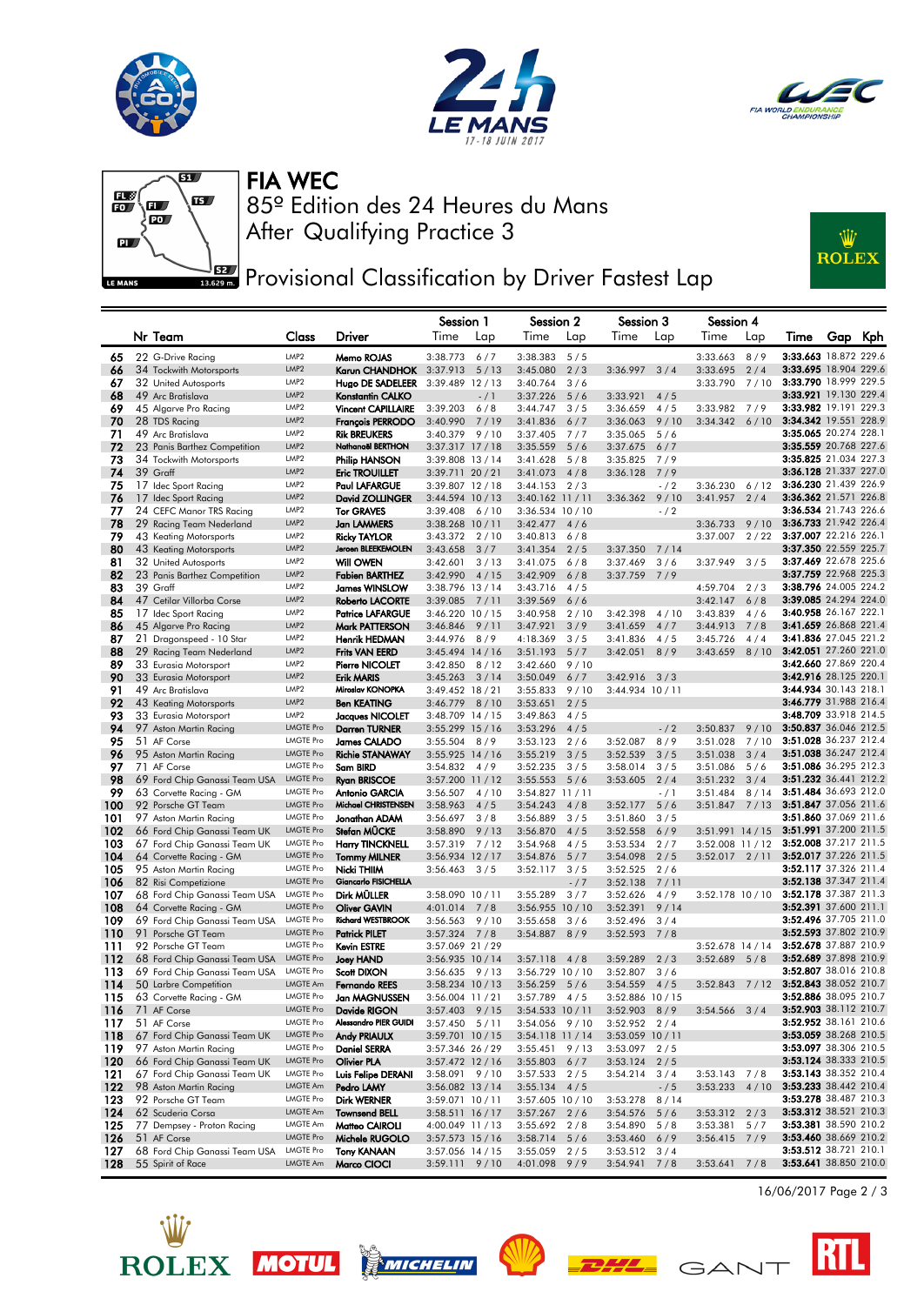# FIA WEC

## 85º Edition des 24 Heures du Mans

## After Qualifying Practice 3

## Provisional Classification by Driver Fastest Lap

| | Nr | Team | Class | Driver | Session 1 Time | Lap | Session 2 Time | Lap | Session 3 Time | Lap | Session 4 Time | Lap | Time | Gap | Kph |
|---|---|---|---|---|---|---|---|---|---|---|---|---|---|---|---|
| 65 | 22 | G-Drive Racing | LMP2 | Memo ROJAS | 3:38.773 | 6 / 7 | 3:38.383 | 5 / 5 | | | 3:33.663 | 8 / 9 | 3:33.663 | 18.872 | 229.6 |
| 66 | 34 | Tockwith Motorsports | LMP2 | Karun CHANDHOK | 3:37.913 | 5 / 13 | 3:45.080 | 2 / 3 | 3:36.997 | 3 / 4 | 3:33.695 | 2 / 4 | 3:33.695 | 18.904 | 229.6 |
| 67 | 32 | United Autosports | LMP2 | Hugo DE SADELEER | 3:39.489 | 12 / 13 | 3:40.764 | 3 / 6 | | | 3:33.790 | 7 / 10 | 3:33.790 | 18.999 | 229.5 |
| 68 | 49 | Arc Bratislava | LMP2 | Konstantin CALKO | | - / 1 | 3:37.226 | 5 / 6 | 3:33.921 | 4 / 5 | | | 3:33.921 | 19.130 | 229.4 |
| 69 | 45 | Algarve Pro Racing | LMP2 | Vincent CAPILLAIRE | 3:39.203 | 6 / 8 | 3:44.747 | 3 / 5 | 3:36.659 | 4 / 5 | 3:33.982 | 7 / 9 | 3:33.982 | 19.191 | 229.3 |
| 70 | 28 | TDS Racing | LMP2 | François PERRODO | 3:40.990 | 7 / 19 | 3:35.559 | 6 / 7 | 3:36.063 | 9 / 10 | 3:34.342 | 6 / 10 | 3:34.342 | 19.551 | 228.9 |
| 71 | 49 | Arc Bratislava | LMP2 | Rik BREUKERS | 3:40.379 | 9 / 10 | 3:37.405 | 7 / 7 | 3:35.065 | 5 / 6 | | | 3:35.065 | 20.274 | 228.1 |
| 72 | 23 | Panis Barthez Competition | LMP2 | Nathanaël BERTHON | 3:37.317 | 17 / 18 | 3:35.559 | 5 / 6 | 3:37.675 | 6 / 7 | | | 3:35.559 | 20.768 | 227.6 |
| 73 | 34 | Tockwith Motorsports | LMP2 | Philip HANSON | 3:39.808 | 13 / 14 | 3:41.628 | 5 / 8 | 3:35.825 | 7 / 9 | | | 3:35.825 | 21.034 | 227.3 |
| 74 | 39 | Graff | LMP2 | Eric TROUILLET | 3:39.711 | 20 / 21 | 3:41.073 | 4 / 8 | 3:36.128 | 7 / 9 | | | 3:36.128 | 21.337 | 227.0 |
| 75 | 17 | Idec Sport Racing | LMP2 | Paul LAFARGUE | 3:39.807 | 12 / 18 | 3:44.153 | 2 / 3 | | - / 2 | 3:36.230 | 6 / 12 | 3:36.230 | 21.439 | 226.9 |
| 76 | 17 | Idec Sport Racing | LMP2 | David ZOLLINGER | 3:44.594 | 10 / 13 | 3:40.162 | 11 / 11 | 3:36.362 | 9 / 10 | 3:41.957 | 2 / 4 | 3:36.362 | 21.571 | 226.8 |
| 77 | 24 | CEFC Manor TRS Racing | LMP2 | Tor GRAVES | 3:39.408 | 6 / 10 | 3:36.534 | 10 / 10 | | - / 2 | | | 3:36.534 | 21.743 | 226.6 |
| 78 | 29 | Racing Team Nederland | LMP2 | Jan LAMMERS | 3:38.268 | 10 / 11 | 3:42.477 | 4 / 6 | | | 3:36.733 | 9 / 10 | 3:36.733 | 21.942 | 226.4 |
| 79 | 43 | Keating Motorsports | LMP2 | Ricky TAYLOR | 3:43.372 | 2 / 10 | 3:40.813 | 6 / 8 | | | 3:37.007 | 2 / 22 | 3:37.007 | 22.216 | 226.1 |
| 80 | 43 | Keating Motorsports | LMP2 | Jeroen BLEEKEMOLEN | 3:43.658 | 3 / 7 | 3:41.354 | 2 / 5 | 3:37.350 | 7 / 14 | | | 3:37.350 | 22.559 | 225.7 |
| 81 | 32 | United Autosports | LMP2 | Will OWEN | 3:42.601 | 3 / 13 | 3:41.075 | 6 / 8 | 3:37.469 | 3 / 6 | 3:37.949 | 3 / 5 | 3:37.469 | 22.678 | 225.6 |
| 82 | 23 | Panis Barthez Competition | LMP2 | Fabien BARTHEZ | 3:42.990 | 4 / 15 | 3:42.909 | 6 / 8 | 3:37.759 | 7 / 9 | | | 3:37.759 | 22.968 | 225.3 |
| 83 | 39 | Graff | LMP2 | James WINSLOW | 3:38.796 | 13 / 14 | 3:43.716 | 4 / 5 | | | 4:59.704 | 2 / 3 | 3:38.796 | 24.005 | 224.2 |
| 84 | 47 | Cetilar Villorba Corse | LMP2 | Roberto LACORTE | 3:39.085 | 7 / 11 | 3:39.569 | 6 / 6 | | | 3:42.147 | 6 / 8 | 3:39.085 | 24.294 | 224.0 |
| 85 | 17 | Idec Sport Racing | LMP2 | Patrice LAFARGUE | 3:46.220 | 10 / 15 | 3:40.958 | 2 / 10 | 3:42.398 | 4 / 10 | 3:43.839 | 4 / 6 | 3:40.958 | 26.167 | 222.1 |
| 86 | 45 | Algarve Pro Racing | LMP2 | Mark PATTERSON | 3:46.846 | 9 / 11 | 3:47.921 | 3 / 9 | 3:41.659 | 4 / 7 | 3:44.913 | 7 / 8 | 3:41.659 | 26.868 | 221.4 |
| 87 | 21 | Dragonspeed - 10 Star | LMP2 | Henrik HEDMAN | 3:44.976 | 8 / 9 | 4:18.369 | 3 / 5 | 3:41.836 | 4 / 5 | 3:45.726 | 4 / 4 | 3:41.836 | 27.045 | 221.2 |
| 88 | 29 | Racing Team Nederland | LMP2 | Frits VAN EERD | 3:45.494 | 14 / 16 | 3:51.193 | 5 / 7 | 3:42.051 | 8 / 9 | 3:43.659 | 8 / 10 | 3:42.051 | 27.260 | 221.0 |
| 89 | 33 | Eurasia Motorsport | LMP2 | Pierre NICOLET | 3:42.850 | 8 / 12 | 3:42.660 | 9 / 10 | | | | | 3:42.660 | 27.869 | 220.4 |
| 90 | 33 | Eurasia Motorsport | LMP2 | Erik MARIS | 3:45.263 | 3 / 14 | 3:50.049 | 6 / 7 | 3:42.916 | 3 / 3 | | | 3:42.916 | 28.125 | 220.1 |
| 91 | 49 | Arc Bratislava | LMP2 | Miroslav KONOPKA | 3:49.452 | 18 / 21 | 3:55.833 | 9 / 10 | 3:44.934 | 10 / 11 | | | 3:44.934 | 30.143 | 218.1 |
| 92 | 43 | Keating Motorsports | LMP2 | Ben KEATING | 3:46.779 | 8 / 10 | 3:53.651 | 2 / 5 | | | | | 3:46.779 | 31.988 | 216.4 |
| 93 | 33 | Eurasia Motorsport | LMP2 | Jacques NICOLET | 3:48.709 | 14 / 15 | 3:49.863 | 4 / 5 | | | | | 3:48.709 | 33.918 | 214.5 |
| 94 | 97 | Aston Martin Racing | LMGTE Pro | Darren TURNER | 3:55.299 | 15 / 16 | 3:53.296 | 4 / 5 | | - / 2 | 3:50.837 | 9 / 10 | 3:50.837 | 36.046 | 212.5 |
| 95 | 51 | AF Corse | LMGTE Pro | James CALADO | 3:55.504 | 8 / 9 | 3:53.123 | 2 / 6 | 3:52.087 | 8 / 9 | 3:51.028 | 7 / 10 | 3:51.028 | 36.237 | 212.4 |
| 96 | 95 | Aston Martin Racing | LMGTE Pro | Richie STANAWAY | 3:55.925 | 14 / 16 | 3:55.219 | 3 / 5 | 3:52.539 | 3 / 5 | 3:51.038 | 3 / 4 | 3:51.038 | 36.247 | 212.4 |
| 97 | 71 | AF Corse | LMGTE Pro | Sam BIRD | 3:54.832 | 4 / 9 | 3:52.235 | 3 / 5 | 3:58.014 | 3 / 5 | 3:51.086 | 5 / 6 | 3:51.086 | 36.295 | 212.3 |
| 98 | 69 | Ford Chip Ganassi Team USA | LMGTE Pro | Ryan BRISCOE | 3:57.200 | 11 / 12 | 3:55.553 | 5 / 6 | 3:53.605 | 2 / 4 | 3:51.232 | 3 / 4 | 3:51.232 | 36.441 | 212.2 |
| 99 | 63 | Corvette Racing - GM | LMGTE Pro | Antonio GARCIA | 3:56.507 | 4 / 10 | 3:54.827 | 11 / 11 | | - / 1 | 3:51.484 | 8 / 14 | 3:51.484 | 36.693 | 212.0 |
| 100 | 92 | Porsche GT Team | LMGTE Pro | Michael CHRISTENSEN | 3:58.963 | 4 / 5 | 3:54.243 | 4 / 8 | 3:52.177 | 5 / 6 | 3:51.847 | 7 / 13 | 3:51.847 | 37.056 | 211.6 |
| 101 | 97 | Aston Martin Racing | LMGTE Pro | Jonathan ADAM | 3:56.697 | 3 / 8 | 3:56.889 | 3 / 5 | 3:51.860 | 3 / 5 | | | 3:51.860 | 37.069 | 211.6 |
| 102 | 66 | Ford Chip Ganassi Team UK | LMGTE Pro | Stefan MÜCKE | 3:58.890 | 9 / 13 | 3:56.870 | 4 / 5 | 3:52.558 | 6 / 9 | 3:51.991 | 14 / 15 | 3:51.991 | 37.200 | 211.5 |
| 103 | 67 | Ford Chip Ganassi Team UK | LMGTE Pro | Harry TINCKNELL | 3:57.319 | 7 / 12 | 3:54.968 | 4 / 5 | 3:53.534 | 2 / 7 | 3:52.008 | 11 / 12 | 3:52.008 | 37.217 | 211.5 |
| 104 | 64 | Corvette Racing - GM | LMGTE Pro | Tommy MILNER | 3:56.934 | 12 / 17 | 3:54.876 | 5 / 7 | 3:54.098 | 2 / 5 | 3:52.017 | 2 / 11 | 3:52.017 | 37.226 | 211.5 |
| 105 | 95 | Aston Martin Racing | LMGTE Pro | Nicki THIIM | 3:56.463 | 3 / 5 | 3:52.117 | 3 / 5 | 3:52.525 | 2 / 6 | | | 3:52.117 | 37.326 | 211.4 |
| 106 | 82 | Risi Competizione | LMGTE Pro | Giancarlo FISICHELLA | | | | - / 7 | 3:52.138 | 7 / 11 | | | 3:52.138 | 37.347 | 211.4 |
| 107 | 68 | Ford Chip Ganassi Team USA | LMGTE Pro | Dirk MÜLLER | 3:58.090 | 10 / 11 | 3:55.289 | 3 / 7 | 3:52.626 | 4 / 9 | 3:52.178 | 10 / 10 | 3:52.178 | 37.387 | 211.3 |
| 108 | 64 | Corvette Racing - GM | LMGTE Pro | Oliver GAVIN | 4:01.014 | 7 / 8 | 3:56.955 | 10 / 10 | 3:52.391 | 9 / 14 | | | 3:52.391 | 37.600 | 211.1 |
| 109 | 69 | Ford Chip Ganassi Team USA | LMGTE Pro | Richard WESTBROOK | 3:56.563 | 9 / 10 | 3:55.658 | 3 / 6 | 3:52.496 | 3 / 4 | | | 3:52.496 | 37.705 | 211.0 |
| 110 | 91 | Porsche GT Team | LMGTE Pro | Patrick PILET | 3:57.324 | 7 / 8 | 3:54.887 | 8 / 9 | 3:52.593 | 7 / 8 | | | 3:52.593 | 37.802 | 210.9 |
| 111 | 92 | Porsche GT Team | LMGTE Pro | Kevin ESTRE | 3:57.069 | 21 / 29 | | | | | 3:52.678 | 14 / 14 | 3:52.678 | 37.887 | 210.9 |
| 112 | 68 | Ford Chip Ganassi Team USA | LMGTE Pro | Joey HAND | 3:56.935 | 10 / 14 | 3:57.118 | 4 / 8 | 3:59.289 | 2 / 3 | 3:52.689 | 5 / 8 | 3:52.689 | 37.898 | 210.9 |
| 113 | 69 | Ford Chip Ganassi Team USA | LMGTE Pro | Scott DIXON | 3:56.635 | 9 / 13 | 3:56.729 | 10 / 10 | 3:52.807 | 3 / 6 | | | 3:52.807 | 38.016 | 210.8 |
| 114 | 50 | Larbre Competition | LMGTE Am | Fernando REES | 3:58.234 | 10 / 13 | 3:56.259 | 5 / 6 | 3:54.559 | 4 / 5 | 3:52.843 | 7 / 12 | 3:52.843 | 38.052 | 210.7 |
| 115 | 63 | Corvette Racing - GM | LMGTE Pro | Jan MAGNUSSEN | 3:56.004 | 11 / 21 | 3:57.789 | 4 / 5 | 3:52.886 | 10 / 15 | | | 3:52.886 | 38.095 | 210.7 |
| 116 | 71 | AF Corse | LMGTE Pro | Davide RIGON | 3:57.403 | 9 / 15 | 3:54.533 | 10 / 11 | 3:52.903 | 8 / 9 | 3:54.566 | 3 / 4 | 3:52.903 | 38.112 | 210.7 |
| 117 | 51 | AF Corse | LMGTE Pro | Alessandro PIER GUIDI | 3:57.450 | 5 / 11 | 3:54.056 | 9 / 10 | 3:52.952 | 2 / 4 | | | 3:52.952 | 38.161 | 210.6 |
| 118 | 67 | Ford Chip Ganassi Team UK | LMGTE Pro | Andy PRIAULX | 3:59.701 | 10 / 15 | 3:54.118 | 11 / 14 | 3:53.059 | 10 / 11 | | | 3:53.059 | 38.268 | 210.5 |
| 119 | 97 | Aston Martin Racing | LMGTE Pro | Daniel SERRA | 3:57.346 | 26 / 29 | 3:55.451 | 9 / 13 | 3:53.097 | 2 / 5 | | | 3:53.097 | 38.306 | 210.5 |
| 120 | 66 | Ford Chip Ganassi Team UK | LMGTE Pro | Olivier PLA | 3:57.472 | 12 / 16 | 3:55.803 | 6 / 7 | 3:53.124 | 2 / 5 | | | 3:53.124 | 38.333 | 210.5 |
| 121 | 67 | Ford Chip Ganassi Team UK | LMGTE Pro | Luis Felipe DERANI | 3:58.091 | 9 / 10 | 3:57.533 | 2 / 5 | 3:54.214 | 3 / 4 | 3:53.143 | 7 / 8 | 3:53.143 | 38.352 | 210.4 |
| 122 | 98 | Aston Martin Racing | LMGTE Am | Pedro LAMY | 3:56.082 | 13 / 14 | 3:55.134 | 4 / 5 | | - / 5 | 3:53.233 | 4 / 10 | 3:53.233 | 38.442 | 210.4 |
| 123 | 92 | Porsche GT Team | LMGTE Pro | Dirk WERNER | 3:59.071 | 10 / 11 | 3:57.605 | 10 / 10 | 3:53.278 | 8 / 14 | | | 3:53.278 | 38.487 | 210.3 |
| 124 | 62 | Scuderia Corsa | LMGTE Am | Townsend BELL | 3:58.511 | 16 / 17 | 3:57.267 | 2 / 6 | 3:54.576 | 5 / 6 | 3:53.312 | 2 / 3 | 3:53.312 | 38.521 | 210.3 |
| 125 | 77 | Dempsey - Proton Racing | LMGTE Am | Matteo CAIROLI | 4:00.049 | 11 / 13 | 3:55.692 | 2 / 8 | 3:54.890 | 5 / 8 | 3:53.381 | 5 / 7 | 3:53.381 | 38.590 | 210.2 |
| 126 | 51 | AF Corse | LMGTE Pro | Michele RUGOLO | 3:57.573 | 15 / 16 | 3:58.714 | 5 / 6 | 3:53.460 | 6 / 9 | 3:56.415 | 7 / 9 | 3:53.460 | 38.669 | 210.2 |
| 127 | 68 | Ford Chip Ganassi Team USA | LMGTE Pro | Tony KANAAN | 3:57.056 | 14 / 15 | 3:55.059 | 2 / 5 | 3:53.512 | 3 / 4 | | | 3:53.512 | 38.721 | 210.1 |
| 128 | 55 | Spirit of Race | LMGTE Am | Marco CIOCI | 3:59.111 | 9 / 10 | 4:01.098 | 9 / 9 | 3:54.941 | 7 / 8 | 3:53.641 | 7 / 8 | 3:53.641 | 38.850 | 210.0 |

16/06/2017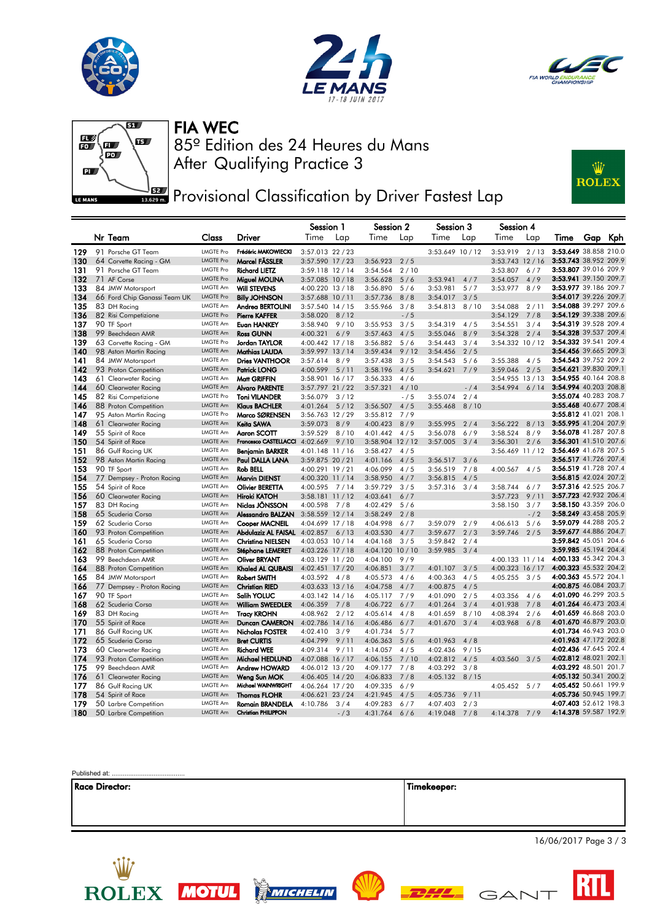# FIA WEC

85º Edition des 24 Heures du Mans

After Qualifying Practice 3

## Provisional Classification by Driver Fastest Lap

| | Nr | Team | Class | Driver | Session 1 Time | Session 1 Lap | Session 2 Time | Session 2 Lap | Session 3 Time | Session 3 Lap | Session 4 Time | Session 4 Lap | Time | Gap | Kph |
|---|---|---|---|---|---|---|---|---|---|---|---|---|---|---|---|
| 129 | 91 | Porsche GT Team | LMGTE Pro | Frédéric MAKOWIECKI | 3:57.013 | 22 / 23 | | | 3:53.649 | 10 / 12 | 3:53.919 | 2 / 13 | 3:53.649 | 38.858 | 210.0 |
| 130 | 64 | Corvette Racing - GM | LMGTE Pro | Marcel FÄSSLER | 3:57.590 | 17 / 23 | 3:56.923 | 2 / 5 | | | 3:53.743 | 12 / 16 | 3:53.743 | 38.952 | 209.9 |
| 131 | 91 | Porsche GT Team | LMGTE Pro | Richard LIETZ | 3:59.118 | 12 / 14 | 3:54.564 | 2 / 10 | | | 3:53.807 | 6 / 7 | 3:53.807 | 39.016 | 209.9 |
| 132 | 71 | AF Corse | LMGTE Pro | Miguel MOLINA | 3:57.085 | 10 / 18 | 3:56.628 | 5 / 6 | 3:53.941 | 4 / 7 | 3:54.057 | 4 / 9 | 3:53.941 | 39.150 | 209.7 |
| 133 | 84 | JMW Motorsport | LMGTE Am | Will STEVENS | 4:00.220 | 13 / 18 | 3:56.890 | 5 / 6 | 3:53.981 | 5 / 7 | 3:53.977 | 8 / 9 | 3:53.977 | 39.186 | 209.7 |
| 134 | 66 | Ford Chip Ganassi Team UK | LMGTE Pro | Billy JOHNSON | 3:57.688 | 10 / 11 | 3:57.736 | 8 / 8 | 3:54.017 | 3 / 5 | | | 3:54.017 | 39.226 | 209.7 |
| 135 | 83 | DH Racing | LMGTE Am | Andrea BERTOLINI | 3:57.540 | 14 / 15 | 3:55.966 | 3 / 8 | 3:54.813 | 8 / 10 | 3:54.088 | 2 / 11 | 3:54.088 | 39.297 | 209.6 |
| 136 | 82 | Risi Competizione | LMGTE Pro | Pierre KAFFER | 3:58.020 | 8 / 12 | | - / 5 | | | 3:54.129 | 7 / 8 | 3:54.129 | 39.338 | 209.6 |
| 137 | 90 | TF Sport | LMGTE Am | Euan HANKEY | 3:58.940 | 9 / 10 | 3:55.953 | 3 / 5 | 3:54.319 | 4 / 5 | 3:54.551 | 3 / 4 | 3:54.319 | 39.528 | 209.4 |
| 138 | 99 | Beechdean AMR | LMGTE Am | Ross GUNN | 4:00.321 | 6 / 9 | 3:57.463 | 4 / 5 | 3:55.046 | 8 / 9 | 3:54.328 | 2 / 4 | 3:54.328 | 39.537 | 209.4 |
| 139 | 63 | Corvette Racing - GM | LMGTE Pro | Jordan TAYLOR | 4:00.442 | 17 / 18 | 3:56.882 | 5 / 6 | 3:54.443 | 3 / 4 | 3:54.332 | 10 / 12 | 3:54.332 | 39.541 | 209.4 |
| 140 | 98 | Aston Martin Racing | LMGTE Am | Mathias LAUDA | 3:59.997 | 13 / 14 | 3:59.434 | 9 / 12 | 3:54.456 | 2 / 5 | | | 3:54.456 | 39.665 | 209.3 |
| 141 | 84 | JMW Motorsport | LMGTE Am | Dries VANTHOOR | 3:57.614 | 8 / 9 | 3:57.438 | 3 / 5 | 3:54.543 | 5 / 6 | 3:55.388 | 4 / 5 | 3:54.543 | 39.752 | 209.2 |
| 142 | 93 | Proton Competition | LMGTE Am | Patrick LONG | 4:00.599 | 5 / 11 | 3:58.196 | 4 / 5 | 3:54.621 | 7 / 9 | 3:59.046 | 2 / 5 | 3:54.621 | 39.830 | 209.1 |
| 143 | 61 | Clearwater Racing | LMGTE Am | Matt GRIFFIN | 3:58.901 | 16 / 17 | 3:56.333 | 4 / 6 | | | 3:54.955 | 13 / 13 | 3:54.955 | 40.164 | 208.8 |
| 144 | 60 | Clearwater Racing | LMGTE Am | Alvaro PARENTE | 3:57.797 | 21 / 22 | 3:57.321 | 4 / 10 | | - / 4 | 3:54.994 | 6 / 14 | 3:54.994 | 40.203 | 208.8 |
| 145 | 82 | Risi Competizione | LMGTE Pro | Toni VILANDER | 3:56.079 | 3 / 12 | | - / 5 | 3:55.074 | 2 / 4 | | | 3:55.074 | 40.283 | 208.7 |
| 146 | 88 | Proton Competition | LMGTE Am | Klaus BACHLER | 4:01.264 | 5 / 12 | 3:56.507 | 4 / 5 | 3:55.468 | 8 / 10 | | | 3:55.468 | 40.677 | 208.4 |
| 147 | 95 | Aston Martin Racing | LMGTE Pro | Marco SØRENSEN | 3:56.763 | 12 / 29 | 3:55.812 | 7 / 9 | | | | | 3:55.812 | 41.021 | 208.1 |
| 148 | 61 | Clearwater Racing | LMGTE Am | Keita SAWA | 3:59.073 | 8 / 9 | 4:00.423 | 8 / 9 | 3:55.995 | 2 / 4 | 3:56.222 | 8 / 13 | 3:55.995 | 41.204 | 207.9 |
| 149 | 55 | Spirit of Race | LMGTE Am | Aaron SCOTT | 3:59.529 | 8 / 10 | 4:01.442 | 4 / 5 | 3:56.078 | 6 / 9 | 3:58.524 | 8 / 9 | 3:56.078 | 41.287 | 207.8 |
| 150 | 54 | Spirit of Race | LMGTE Am | Francesco CASTELLACCI | 4:02.669 | 9 / 10 | 3:58.904 | 12 / 12 | 3:57.005 | 3 / 4 | 3:56.301 | 2 / 6 | 3:56.301 | 41.510 | 207.6 |
| 151 | 86 | Gulf Racing UK | LMGTE Am | Benjamin BARKER | 4:01.148 | 11 / 16 | 3:58.427 | 4 / 5 | | | 3:56.469 | 11 / 12 | 3:56.469 | 41.678 | 207.5 |
| 152 | 98 | Aston Martin Racing | LMGTE Am | Paul DALLA LANA | 3:59.875 | 20 / 21 | 4:01.166 | 4 / 5 | 3:56.517 | 3 / 6 | | | 3:56.517 | 41.726 | 207.4 |
| 153 | 90 | TF Sport | LMGTE Am | Rob BELL | 4:00.291 | 19 / 21 | 4:06.099 | 4 / 5 | 3:56.519 | 7 / 8 | 4:00.567 | 4 / 5 | 3:56.519 | 41.728 | 207.4 |
| 154 | 77 | Dempsey - Proton Racing | LMGTE Am | Marvin DIENST | 4:00.320 | 11 / 14 | 3:58.950 | 4 / 7 | 3:56.815 | 4 / 5 | | | 3:56.815 | 42.024 | 207.2 |
| 155 | 54 | Spirit of Race | LMGTE Am | Olivier BERETTA | 4:00.595 | 7 / 14 | 3:59.729 | 3 / 5 | 3:57.316 | 3 / 4 | 3:58.744 | 6 / 7 | 3:57.316 | 42.525 | 206.7 |
| 156 | 60 | Clearwater Racing | LMGTE Am | Hiroki KATOH | 3:58.181 | 11 / 12 | 4:03.641 | 6 / 7 | | | 3:57.723 | 9 / 11 | 3:57.723 | 42.932 | 206.4 |
| 157 | 83 | DH Racing | LMGTE Am | Niclas JÖNSSON | 4:00.598 | 7 / 8 | 4:02.429 | 5 / 6 | | | 3:58.150 | 3 / 7 | 3:58.150 | 43.359 | 206.0 |
| 158 | 65 | Scuderia Corsa | LMGTE Am | Alessandro BALZAN | 3:58.559 | 12 / 14 | 3:58.249 | 2 / 8 | | | | - / 2 | 3:58.249 | 43.458 | 205.9 |
| 159 | 62 | Scuderia Corsa | LMGTE Am | Cooper MACNEIL | 4:04.699 | 17 / 18 | 4:04.998 | 6 / 7 | 3:59.079 | 2 / 9 | 4:06.613 | 5 / 6 | 3:59.079 | 44.288 | 205.2 |
| 160 | 93 | Proton Competition | LMGTE Am | Abdulaziz AL FAISAL | 4:02.857 | 6 / 13 | 4:03.530 | 4 / 7 | 3:59.677 | 2 / 3 | 3:59.746 | 2 / 5 | 3:59.677 | 44.886 | 204.7 |
| 161 | 65 | Scuderia Corsa | LMGTE Am | Christina NIELSEN | 4:03.053 | 10 / 14 | 4:04.168 | 3 / 5 | 3:59.842 | 2 / 4 | | | 3:59.842 | 45.051 | 204.6 |
| 162 | 88 | Proton Competition | LMGTE Am | Stéphane LEMERET | 4:03.226 | 17 / 18 | 4:06.833 | 10 / 10 | 3:59.985 | 3 / 4 | | | 3:59.985 | 45.194 | 204.4 |
| 163 | 99 | Beechdean AMR | LMGTE Am | Oliver BRYANT | 4:03.129 | 11 / 20 | 4:04.100 | 9 / 9 | | | 4:00.133 | 11 / 14 | 4:00.133 | 45.342 | 204.3 |
| 164 | 88 | Proton Competition | LMGTE Am | Khaled AL QUBAISI | 4:02.451 | 17 / 20 | 4:06.851 | 3 / 7 | 4:01.107 | 3 / 5 | 4:00.323 | 16 / 17 | 4:00.323 | 45.532 | 204.2 |
| 165 | 84 | JMW Motorsport | LMGTE Am | Robert SMITH | 4:03.592 | 4 / 8 | 4:05.573 | 4 / 6 | 4:00.363 | 4 / 5 | 4:05.255 | 3 / 5 | 4:00.363 | 45.572 | 204.1 |
| 166 | 77 | Dempsey - Proton Racing | LMGTE Am | Christian RIED | 4:03.633 | 13 / 16 | 4:04.758 | 4 / 7 | 4:00.875 | 4 / 5 | | | 4:00.875 | 46.084 | 203.7 |
| 167 | 90 | TF Sport | LMGTE Am | Salih YOLUC | 4:03.142 | 14 / 16 | 4:05.117 | 7 / 9 | 4:01.090 | 2 / 5 | 4:03.356 | 4 / 6 | 4:01.090 | 46.299 | 203.5 |
| 168 | 62 | Scuderia Corsa | LMGTE Am | William SWEEDLER | 4:06.359 | 7 / 8 | 4:06.722 | 6 / 7 | 4:01.264 | 3 / 4 | 4:01.938 | 7 / 8 | 4:01.264 | 46.473 | 203.4 |
| 169 | 83 | DH Racing | LMGTE Am | Tracy KROHN | 4:08.962 | 2 / 12 | 4:05.614 | 4 / 8 | 4:01.659 | 8 / 10 | 4:08.394 | 2 / 6 | 4:01.659 | 46.868 | 203.0 |
| 170 | 55 | Spirit of Race | LMGTE Am | Duncan CAMERON | 4:02.786 | 14 / 16 | 4:06.486 | 6 / 7 | 4:01.670 | 3 / 4 | 4:03.968 | 6 / 8 | 4:01.670 | 46.879 | 203.0 |
| 171 | 86 | Gulf Racing UK | LMGTE Am | Nicholas FOSTER | 4:02.410 | 3 / 9 | 4:01.734 | 5 / 7 | | | | | 4:01.734 | 46.943 | 203.0 |
| 172 | 65 | Scuderia Corsa | LMGTE Am | Bret CURTIS | 4:04.799 | 9 / 11 | 4:06.363 | 5 / 6 | 4:01.963 | 4 / 8 | | | 4:01.963 | 47.172 | 202.8 |
| 173 | 60 | Clearwater Racing | LMGTE Am | Richard WEE | 4:09.314 | 9 / 11 | 4:14.057 | 4 / 5 | 4:02.436 | 9 / 15 | | | 4:02.436 | 47.645 | 202.4 |
| 174 | 93 | Proton Competition | LMGTE Am | Michael HEDLUND | 4:07.088 | 16 / 17 | 4:06.155 | 7 / 10 | 4:02.812 | 4 / 5 | 4:03.560 | 3 / 5 | 4:02.812 | 48.021 | 202.1 |
| 175 | 99 | Beechdean AMR | LMGTE Am | Andrew HOWARD | 4:06.012 | 13 / 20 | 4:09.177 | 7 / 8 | 4:03.292 | 3 / 8 | | | 4:03.292 | 48.501 | 201.7 |
| 176 | 61 | Clearwater Racing | LMGTE Am | Weng Sun MOK | 4:06.405 | 14 / 20 | 4:06.833 | 7 / 8 | 4:05.132 | 8 / 15 | | | 4:05.132 | 50.341 | 200.2 |
| 177 | 86 | Gulf Racing UK | LMGTE Am | Michael WAINWRIGHT | 4:06.264 | 17 / 20 | 4:09.335 | 6 / 9 | | | 4:05.452 | 5 / 7 | 4:05.452 | 50.661 | 199.9 |
| 178 | 54 | Spirit of Race | LMGTE Am | Thomas FLOHR | 4:06.621 | 23 / 24 | 4:21.945 | 4 / 5 | 4:05.736 | 9 / 11 | | | 4:05.736 | 50.945 | 199.7 |
| 179 | 50 | Larbre Competition | LMGTE Am | Romain BRANDELA | 4:10.786 | 3 / 4 | 4:09.283 | 6 / 7 | 4:07.403 | 2 / 3 | | | 4:07.403 | 52.612 | 198.3 |
| 180 | 50 | Larbre Competition | LMGTE Am | Christian PHILIPPON | | - / 3 | 4:31.764 | 6 / 6 | 4:19.048 | 7 / 8 | 4:14.378 | 7 / 9 | 4:14.378 | 59.587 | 192.9 |

Published at: ........................................

| Race Director: | Timekeeper: |
|---|---|
| | |

16/06/2017